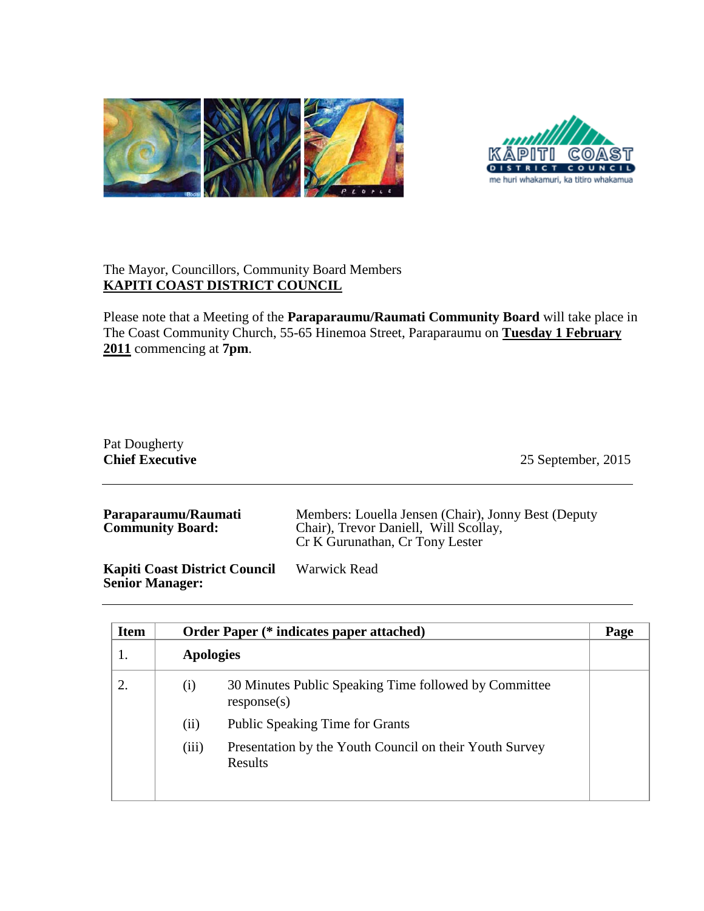The Mayor, Councillors, Community Board Members
**KAPITI COAST DISTRICT COUNCIL**

Please note that a Meeting of the **Paraparaumu/Raumati Community Board** will take place in The Coast Community Church, 55-65 Hinemoa Street, Paraparaumu on **Tuesday 1 February 2011** commencing at **7pm**.

Pat Dougherty
**Chief Executive**

25 September, 2015

---

| | |
|---|---|
| **Paraparaumu/Raumati Community Board:** | Members: Louella Jensen (Chair), Jonny Best (Deputy Chair), Trevor Daniell, Will Scollay, Cr K Gurunathan, Cr Tony Lester |
| **Kapiti Coast District Council Senior Manager:** | Warwick Read |

---

| Item | Order Paper (* indicates paper attached) | Page |
|---|---|---|
| 1. | **Apologies** | |
| 2. | (i) 30 Minutes Public Speaking Time followed by Committee response(s)<br>(ii) Public Speaking Time for Grants<br>(iii) Presentation by the Youth Council on their Youth Survey Results | |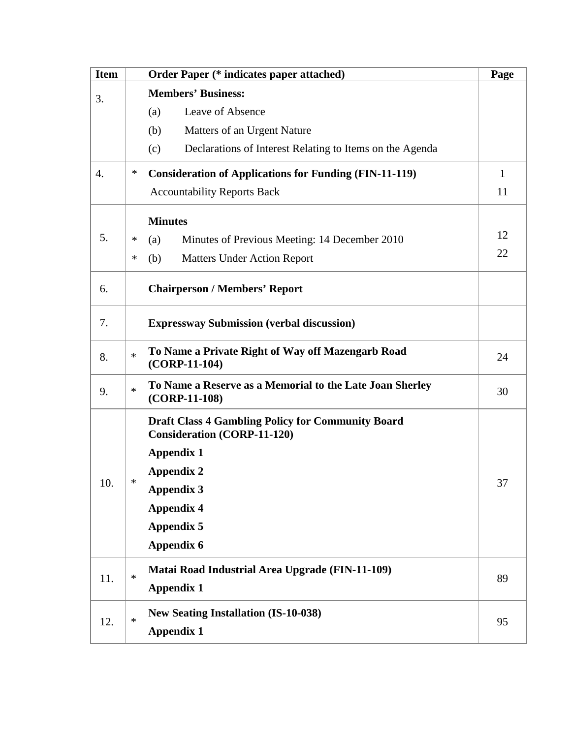| Item | | Order Paper (* indicates paper attached) | Page |
|---|---|---|---|
| 3. | | **Members' Business:**<br>(a) Leave of Absence<br>(b) Matters of an Urgent Nature<br>(c) Declarations of Interest Relating to Items on the Agenda | |
| 4. | * | **Consideration of Applications for Funding (FIN-11-119)**<br>Accountability Reports Back | 1<br>11 |
| 5. | *<br>* | **Minutes**<br>(a) Minutes of Previous Meeting: 14 December 2010<br>(b) Matters Under Action Report | 12<br>22 |
| 6. | | **Chairperson / Members' Report** | |
| 7. | | **Expressway Submission (verbal discussion)** | |
| 8. | * | **To Name a Private Right of Way off Mazengarb Road (CORP-11-104)** | 24 |
| 9. | * | **To Name a Reserve as a Memorial to the Late Joan Sherley (CORP-11-108)** | 30 |
| 10. | * | **Draft Class 4 Gambling Policy for Community Board Consideration (CORP-11-120)**<br>**Appendix 1**<br>**Appendix 2**<br>**Appendix 3**<br>**Appendix 4**<br>**Appendix 5**<br>**Appendix 6** | 37 |
| 11. | * | **Matai Road Industrial Area Upgrade (FIN-11-109)**<br>**Appendix 1** | 89 |
| 12. | * | **New Seating Installation (IS-10-038)**<br>**Appendix 1** | 95 |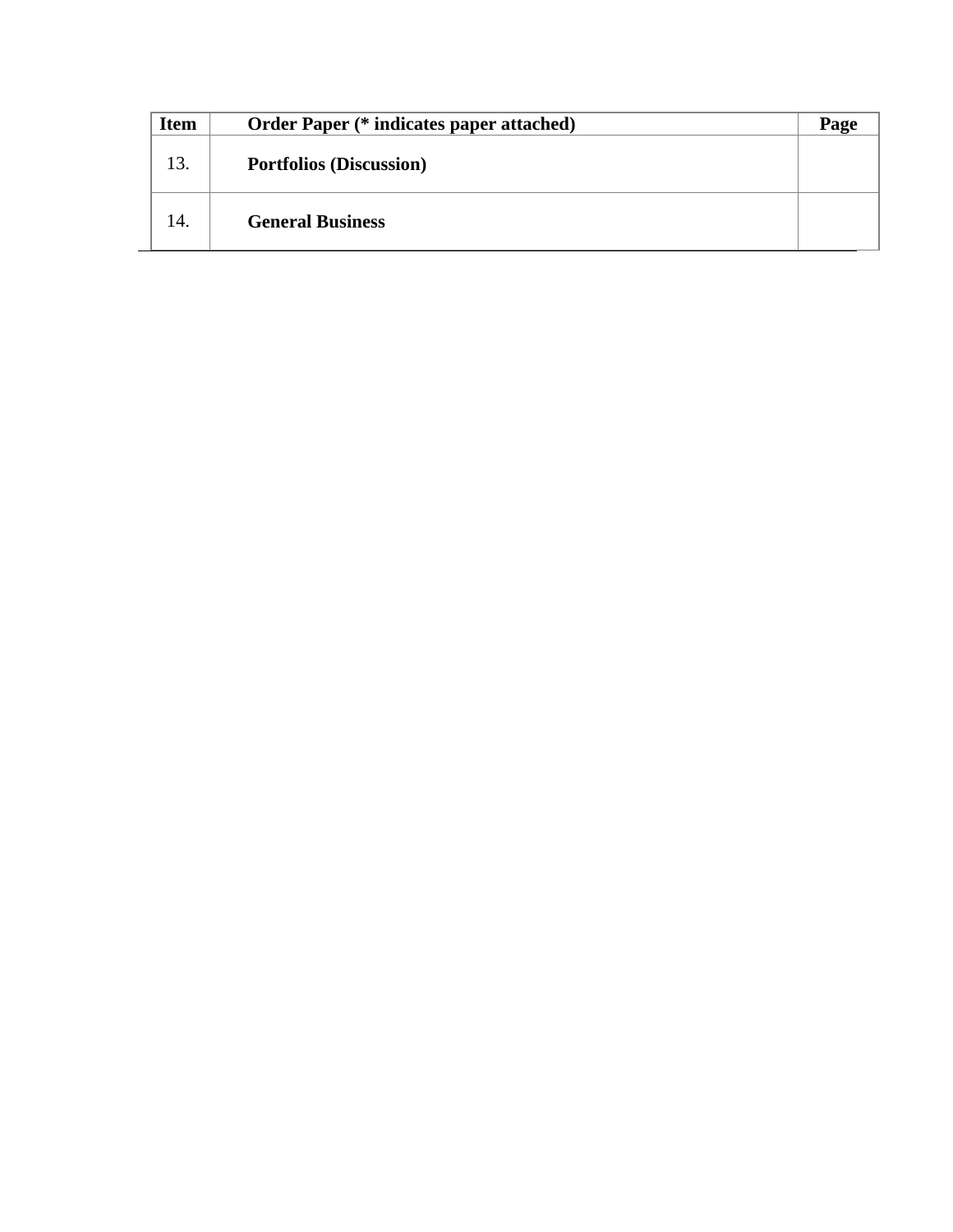| Item | Order Paper (* indicates paper attached) | Page |
|---|---|---|
| 13. | **Portfolios (Discussion)** | |
| 14. | **General Business** | |